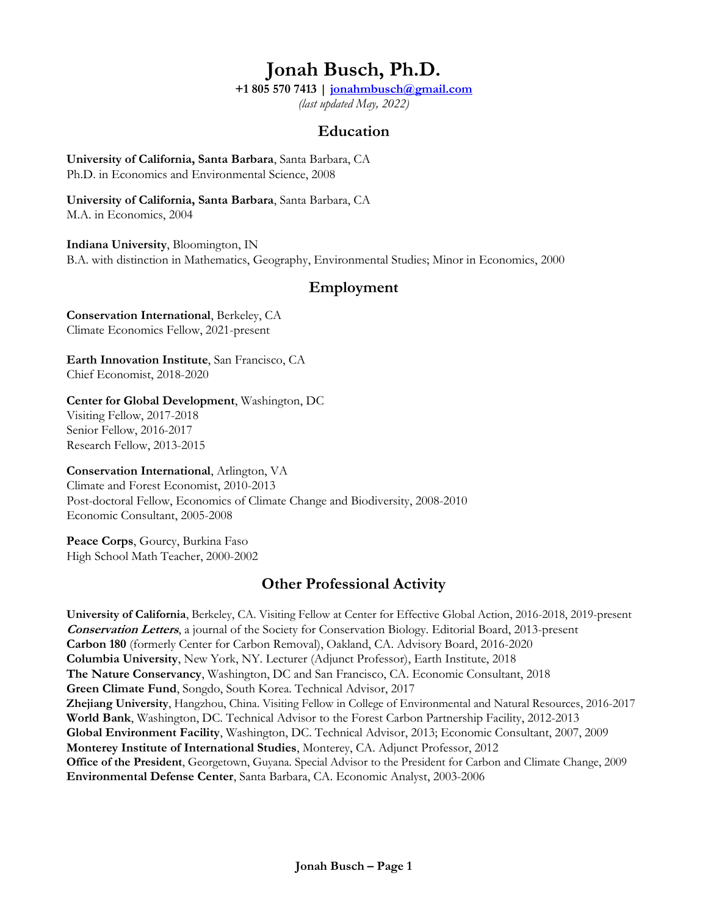# Jonah Busch, Ph.D.

**+1 805 570 7413 | [jonahmbusch@gmail.com](mailto:jonahmbusch@gmail.com)**

*(last updated May, 2022)*

## Education

**University of California, Santa Barbara**, Santa Barbara, CA
Ph.D. in Economics and Environmental Science, 2008

**University of California, Santa Barbara**, Santa Barbara, CA
M.A. in Economics, 2004

**Indiana University**, Bloomington, IN
B.A. with distinction in Mathematics, Geography, Environmental Studies; Minor in Economics, 2000

## Employment

**Conservation International**, Berkeley, CA
Climate Economics Fellow, 2021-present

**Earth Innovation Institute**, San Francisco, CA
Chief Economist, 2018-2020

**Center for Global Development**, Washington, DC
Visiting Fellow, 2017-2018
Senior Fellow, 2016-2017
Research Fellow, 2013-2015

**Conservation International**, Arlington, VA
Climate and Forest Economist, 2010-2013
Post-doctoral Fellow, Economics of Climate Change and Biodiversity, 2008-2010
Economic Consultant, 2005-2008

**Peace Corps**, Gourcy, Burkina Faso
High School Math Teacher, 2000-2002

## Other Professional Activity

**University of California**, Berkeley, CA. Visiting Fellow at Center for Effective Global Action, 2016-2018, 2019-present
***Conservation Letters***, a journal of the Society for Conservation Biology. Editorial Board, 2013-present
**Carbon 180** (formerly Center for Carbon Removal), Oakland, CA. Advisory Board, 2016-2020
**Columbia University**, New York, NY. Lecturer (Adjunct Professor), Earth Institute, 2018
**The Nature Conservancy**, Washington, DC and San Francisco, CA. Economic Consultant, 2018
**Green Climate Fund**, Songdo, South Korea. Technical Advisor, 2017
**Zhejiang University**, Hangzhou, China. Visiting Fellow in College of Environmental and Natural Resources, 2016-2017
**World Bank**, Washington, DC. Technical Advisor to the Forest Carbon Partnership Facility, 2012-2013
**Global Environment Facility**, Washington, DC. Technical Advisor, 2013; Economic Consultant, 2007, 2009
**Monterey Institute of International Studies**, Monterey, CA. Adjunct Professor, 2012
**Office of the President**, Georgetown, Guyana. Special Advisor to the President for Carbon and Climate Change, 2009
**Environmental Defense Center**, Santa Barbara, CA. Economic Analyst, 2003-2006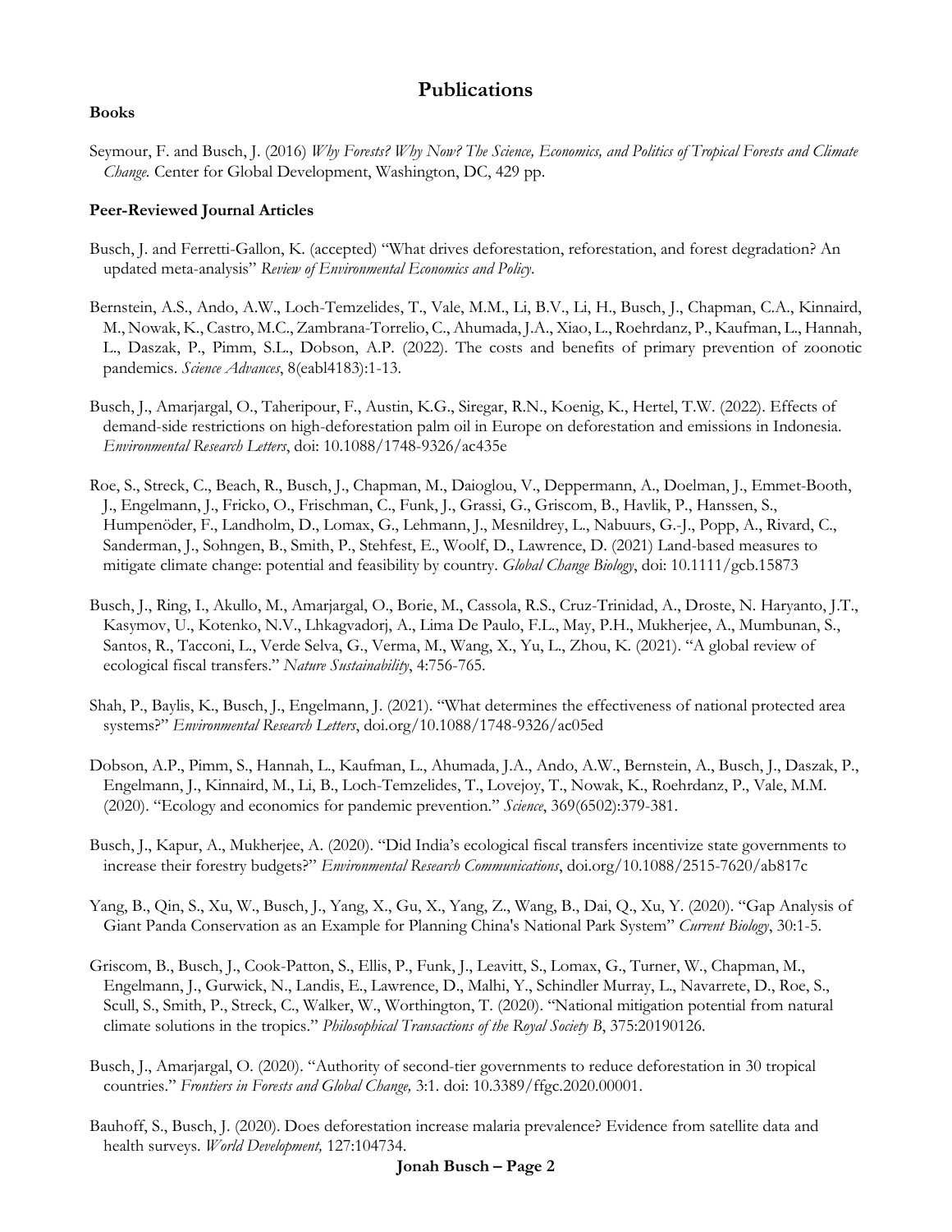# Publications

### Books

Seymour, F. and Busch, J. (2016) *Why Forests? Why Now? The Science, Economics, and Politics of Tropical Forests and Climate Change.* Center for Global Development, Washington, DC, 429 pp.

### Peer-Reviewed Journal Articles

Busch, J. and Ferretti-Gallon, K. (accepted) "What drives deforestation, reforestation, and forest degradation? An updated meta-analysis" *Review of Environmental Economics and Policy*.

Bernstein, A.S., Ando, A.W., Loch-Temzelides, T., Vale, M.M., Li, B.V., Li, H., Busch, J., Chapman, C.A., Kinnaird, M., Nowak, K., Castro, M.C., Zambrana-Torrelio, C., Ahumada, J.A., Xiao, L., Roehrdanz, P., Kaufman, L., Hannah, L., Daszak, P., Pimm, S.L., Dobson, A.P. (2022). The costs and benefits of primary prevention of zoonotic pandemics. *Science Advances*, 8(eabl4183):1-13.

Busch, J., Amarjargal, O., Taheripour, F., Austin, K.G., Siregar, R.N., Koenig, K., Hertel, T.W. (2022). Effects of demand-side restrictions on high-deforestation palm oil in Europe on deforestation and emissions in Indonesia. *Environmental Research Letters*, doi: 10.1088/1748-9326/ac435e

Roe, S., Streck, C., Beach, R., Busch, J., Chapman, M., Daioglou, V., Deppermann, A., Doelman, J., Emmet-Booth, J., Engelmann, J., Fricko, O., Frischman, C., Funk, J., Grassi, G., Griscom, B., Havlik, P., Hanssen, S., Humpenöder, F., Landholm, D., Lomax, G., Lehmann, J., Mesnildrey, L., Nabuurs, G.-J., Popp, A., Rivard, C., Sanderman, J., Sohngen, B., Smith, P., Stehfest, E., Woolf, D., Lawrence, D. (2021) Land-based measures to mitigate climate change: potential and feasibility by country. *Global Change Biology*, doi: 10.1111/gcb.15873

Busch, J., Ring, I., Akullo, M., Amarjargal, O., Borie, M., Cassola, R.S., Cruz-Trinidad, A., Droste, N. Haryanto, J.T., Kasymov, U., Kotenko, N.V., Lhkagvadorj, A., Lima De Paulo, F.L., May, P.H., Mukherjee, A., Mumbunan, S., Santos, R., Tacconi, L., Verde Selva, G., Verma, M., Wang, X., Yu, L., Zhou, K. (2021). "A global review of ecological fiscal transfers." *Nature Sustainability*, 4:756-765.

Shah, P., Baylis, K., Busch, J., Engelmann, J. (2021). "What determines the effectiveness of national protected area systems?" *Environmental Research Letters*, doi.org/10.1088/1748-9326/ac05ed

Dobson, A.P., Pimm, S., Hannah, L., Kaufman, L., Ahumada, J.A., Ando, A.W., Bernstein, A., Busch, J., Daszak, P., Engelmann, J., Kinnaird, M., Li, B., Loch-Temzelides, T., Lovejoy, T., Nowak, K., Roehrdanz, P., Vale, M.M. (2020). "Ecology and economics for pandemic prevention." *Science*, 369(6502):379-381.

Busch, J., Kapur, A., Mukherjee, A. (2020). "Did India's ecological fiscal transfers incentivize state governments to increase their forestry budgets?" *Environmental Research Communications*, doi.org/10.1088/2515-7620/ab817c

Yang, B., Qin, S., Xu, W., Busch, J., Yang, X., Gu, X., Yang, Z., Wang, B., Dai, Q., Xu, Y. (2020). "Gap Analysis of Giant Panda Conservation as an Example for Planning China's National Park System" *Current Biology*, 30:1-5.

Griscom, B., Busch, J., Cook-Patton, S., Ellis, P., Funk, J., Leavitt, S., Lomax, G., Turner, W., Chapman, M., Engelmann, J., Gurwick, N., Landis, E., Lawrence, D., Malhi, Y., Schindler Murray, L., Navarrete, D., Roe, S., Scull, S., Smith, P., Streck, C., Walker, W., Worthington, T. (2020). "National mitigation potential from natural climate solutions in the tropics." *Philosophical Transactions of the Royal Society B*, 375:20190126.

Busch, J., Amarjargal, O. (2020). "Authority of second-tier governments to reduce deforestation in 30 tropical countries." *Frontiers in Forests and Global Change,* 3:1. doi: 10.3389/ffgc.2020.00001.

Bauhoff, S., Busch, J. (2020). Does deforestation increase malaria prevalence? Evidence from satellite data and health surveys. *World Development,* 127:104734.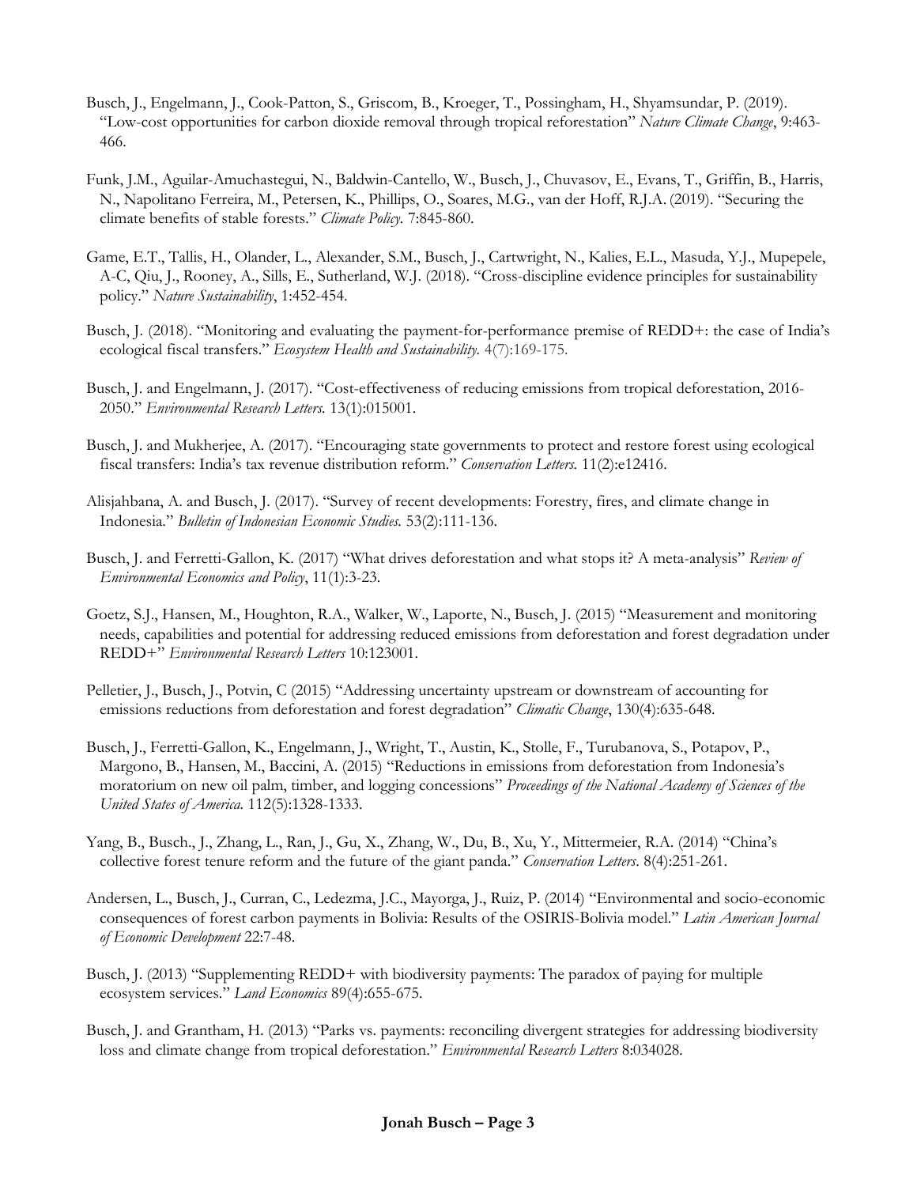Busch, J., Engelmann, J., Cook-Patton, S., Griscom, B., Kroeger, T., Possingham, H., Shyamsundar, P. (2019). "Low-cost opportunities for carbon dioxide removal through tropical reforestation" *Nature Climate Change*, 9:463-466.

Funk, J.M., Aguilar-Amuchastegui, N., Baldwin-Cantello, W., Busch, J., Chuvasov, E., Evans, T., Griffin, B., Harris, N., Napolitano Ferreira, M., Petersen, K., Phillips, O., Soares, M.G., van der Hoff, R.J.A. (2019). "Securing the climate benefits of stable forests." *Climate Policy.* 7:845-860.

Game, E.T., Tallis, H., Olander, L., Alexander, S.M., Busch, J., Cartwright, N., Kalies, E.L., Masuda, Y.J., Mupepele, A-C, Qiu, J., Rooney, A., Sills, E., Sutherland, W.J. (2018). "Cross-discipline evidence principles for sustainability policy." *Nature Sustainability*, 1:452-454.

Busch, J. (2018). "Monitoring and evaluating the payment-for-performance premise of REDD+: the case of India's ecological fiscal transfers." *Ecosystem Health and Sustainability.* 4(7):169-175.

Busch, J. and Engelmann, J. (2017). "Cost-effectiveness of reducing emissions from tropical deforestation, 2016-2050." *Environmental Research Letters.* 13(1):015001.

Busch, J. and Mukherjee, A. (2017). "Encouraging state governments to protect and restore forest using ecological fiscal transfers: India's tax revenue distribution reform." *Conservation Letters.* 11(2):e12416.

Alisjahbana, A. and Busch, J. (2017). "Survey of recent developments: Forestry, fires, and climate change in Indonesia." *Bulletin of Indonesian Economic Studies.* 53(2):111-136.

Busch, J. and Ferretti-Gallon, K. (2017) "What drives deforestation and what stops it? A meta-analysis" *Review of Environmental Economics and Policy*, 11(1):3-23.

Goetz, S.J., Hansen, M., Houghton, R.A., Walker, W., Laporte, N., Busch, J. (2015) "Measurement and monitoring needs, capabilities and potential for addressing reduced emissions from deforestation and forest degradation under REDD+" *Environmental Research Letters* 10:123001.

Pelletier, J., Busch, J., Potvin, C (2015) "Addressing uncertainty upstream or downstream of accounting for emissions reductions from deforestation and forest degradation" *Climatic Change*, 130(4):635-648.

Busch, J., Ferretti-Gallon, K., Engelmann, J., Wright, T., Austin, K., Stolle, F., Turubanova, S., Potapov, P., Margono, B., Hansen, M., Baccini, A. (2015) "Reductions in emissions from deforestation from Indonesia's moratorium on new oil palm, timber, and logging concessions" *Proceedings of the National Academy of Sciences of the United States of America.* 112(5):1328-1333.

Yang, B., Busch., J., Zhang, L., Ran, J., Gu, X., Zhang, W., Du, B., Xu, Y., Mittermeier, R.A. (2014) "China's collective forest tenure reform and the future of the giant panda." *Conservation Letters*. 8(4):251-261.

Andersen, L., Busch, J., Curran, C., Ledezma, J.C., Mayorga, J., Ruiz, P. (2014) "Environmental and socio-economic consequences of forest carbon payments in Bolivia: Results of the OSIRIS-Bolivia model." *Latin American Journal of Economic Development* 22:7-48.

Busch, J. (2013) "Supplementing REDD+ with biodiversity payments: The paradox of paying for multiple ecosystem services." *Land Economics* 89(4):655-675.

Busch, J. and Grantham, H. (2013) "Parks vs. payments: reconciling divergent strategies for addressing biodiversity loss and climate change from tropical deforestation." *Environmental Research Letters* 8:034028.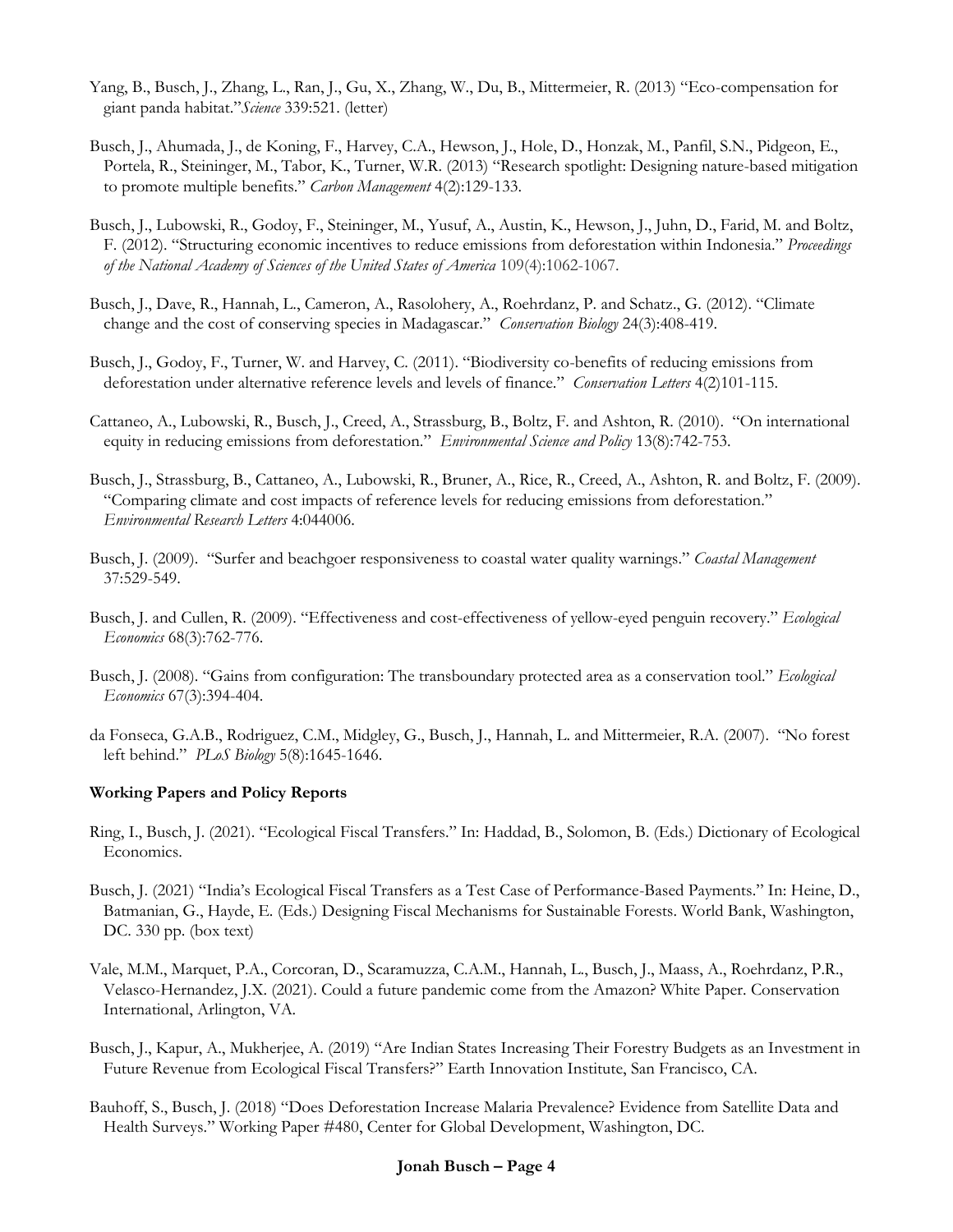Yang, B., Busch, J., Zhang, L., Ran, J., Gu, X., Zhang, W., Du, B., Mittermeier, R. (2013) "Eco-compensation for giant panda habitat."*Science* 339:521. (letter)

Busch, J., Ahumada, J., de Koning, F., Harvey, C.A., Hewson, J., Hole, D., Honzak, M., Panfil, S.N., Pidgeon, E., Portela, R., Steininger, M., Tabor, K., Turner, W.R. (2013) "Research spotlight: Designing nature-based mitigation to promote multiple benefits." *Carbon Management* 4(2):129-133.

Busch, J., Lubowski, R., Godoy, F., Steininger, M., Yusuf, A., Austin, K., Hewson, J., Juhn, D., Farid, M. and Boltz, F. (2012). "Structuring economic incentives to reduce emissions from deforestation within Indonesia." *Proceedings of the National Academy of Sciences of the United States of America* 109(4):1062-1067.

Busch, J., Dave, R., Hannah, L., Cameron, A., Rasolohery, A., Roehrdanz, P. and Schatz., G. (2012). "Climate change and the cost of conserving species in Madagascar." *Conservation Biology* 24(3):408-419.

Busch, J., Godoy, F., Turner, W. and Harvey, C. (2011). "Biodiversity co-benefits of reducing emissions from deforestation under alternative reference levels and levels of finance." *Conservation Letters* 4(2)101-115.

Cattaneo, A., Lubowski, R., Busch, J., Creed, A., Strassburg, B., Boltz, F. and Ashton, R. (2010). "On international equity in reducing emissions from deforestation." *Environmental Science and Policy* 13(8):742-753.

Busch, J., Strassburg, B., Cattaneo, A., Lubowski, R., Bruner, A., Rice, R., Creed, A., Ashton, R. and Boltz, F. (2009). "Comparing climate and cost impacts of reference levels for reducing emissions from deforestation." *Environmental Research Letters* 4:044006.

Busch, J. (2009). "Surfer and beachgoer responsiveness to coastal water quality warnings." *Coastal Management* 37:529-549.

Busch, J. and Cullen, R. (2009). "Effectiveness and cost-effectiveness of yellow-eyed penguin recovery." *Ecological Economics* 68(3):762-776.

Busch, J. (2008). "Gains from configuration: The transboundary protected area as a conservation tool." *Ecological Economics* 67(3):394-404.

da Fonseca, G.A.B., Rodriguez, C.M., Midgley, G., Busch, J., Hannah, L. and Mittermeier, R.A. (2007). "No forest left behind." *PLoS Biology* 5(8):1645-1646.

**Working Papers and Policy Reports**

Ring, I., Busch, J. (2021). "Ecological Fiscal Transfers." In: Haddad, B., Solomon, B. (Eds.) Dictionary of Ecological Economics.

Busch, J. (2021) "India's Ecological Fiscal Transfers as a Test Case of Performance-Based Payments." In: Heine, D., Batmanian, G., Hayde, E. (Eds.) Designing Fiscal Mechanisms for Sustainable Forests. World Bank, Washington, DC. 330 pp. (box text)

Vale, M.M., Marquet, P.A., Corcoran, D., Scaramuzza, C.A.M., Hannah, L., Busch, J., Maass, A., Roehrdanz, P.R., Velasco-Hernandez, J.X. (2021). Could a future pandemic come from the Amazon? White Paper. Conservation International, Arlington, VA.

Busch, J., Kapur, A., Mukherjee, A. (2019) "Are Indian States Increasing Their Forestry Budgets as an Investment in Future Revenue from Ecological Fiscal Transfers?" Earth Innovation Institute, San Francisco, CA.

Bauhoff, S., Busch, J. (2018) "Does Deforestation Increase Malaria Prevalence? Evidence from Satellite Data and Health Surveys." Working Paper #480, Center for Global Development, Washington, DC.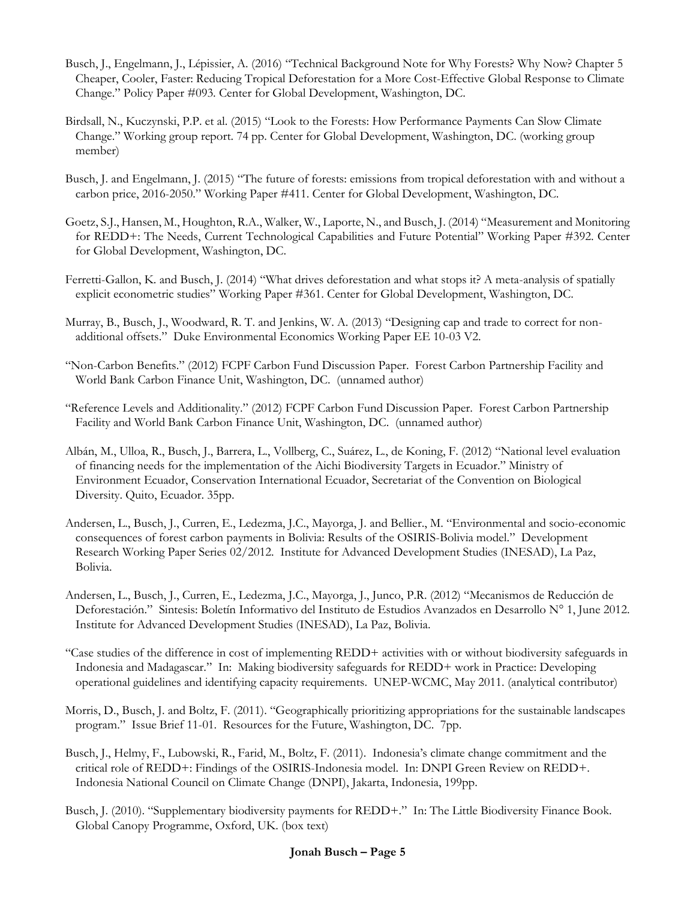Busch, J., Engelmann, J., Lépissier, A. (2016) "Technical Background Note for Why Forests? Why Now? Chapter 5 Cheaper, Cooler, Faster: Reducing Tropical Deforestation for a More Cost-Effective Global Response to Climate Change." Policy Paper #093. Center for Global Development, Washington, DC.

Birdsall, N., Kuczynski, P.P. et al. (2015) "Look to the Forests: How Performance Payments Can Slow Climate Change." Working group report. 74 pp. Center for Global Development, Washington, DC. (working group member)

Busch, J. and Engelmann, J. (2015) "The future of forests: emissions from tropical deforestation with and without a carbon price, 2016-2050." Working Paper #411. Center for Global Development, Washington, DC.

Goetz, S.J., Hansen, M., Houghton, R.A., Walker, W., Laporte, N., and Busch, J. (2014) "Measurement and Monitoring for REDD+: The Needs, Current Technological Capabilities and Future Potential" Working Paper #392. Center for Global Development, Washington, DC.

Ferretti-Gallon, K. and Busch, J. (2014) "What drives deforestation and what stops it? A meta-analysis of spatially explicit econometric studies" Working Paper #361. Center for Global Development, Washington, DC.

Murray, B., Busch, J., Woodward, R. T. and Jenkins, W. A. (2013) "Designing cap and trade to correct for non-additional offsets." Duke Environmental Economics Working Paper EE 10-03 V2.

"Non-Carbon Benefits." (2012) FCPF Carbon Fund Discussion Paper. Forest Carbon Partnership Facility and World Bank Carbon Finance Unit, Washington, DC. (unnamed author)

"Reference Levels and Additionality." (2012) FCPF Carbon Fund Discussion Paper. Forest Carbon Partnership Facility and World Bank Carbon Finance Unit, Washington, DC. (unnamed author)

Albán, M., Ulloa, R., Busch, J., Barrera, L., Vollberg, C., Suárez, L., de Koning, F. (2012) "National level evaluation of financing needs for the implementation of the Aichi Biodiversity Targets in Ecuador." Ministry of Environment Ecuador, Conservation International Ecuador, Secretariat of the Convention on Biological Diversity. Quito, Ecuador. 35pp.

Andersen, L., Busch, J., Curren, E., Ledezma, J.C., Mayorga, J. and Bellier., M. "Environmental and socio-economic consequences of forest carbon payments in Bolivia: Results of the OSIRIS-Bolivia model." Development Research Working Paper Series 02/2012. Institute for Advanced Development Studies (INESAD), La Paz, Bolivia.

Andersen, L., Busch, J., Curren, E., Ledezma, J.C., Mayorga, J., Junco, P.R. (2012) "Mecanismos de Reducción de Deforestación." Sintesis: Boletín Informativo del Instituto de Estudios Avanzados en Desarrollo N° 1, June 2012. Institute for Advanced Development Studies (INESAD), La Paz, Bolivia.

"Case studies of the difference in cost of implementing REDD+ activities with or without biodiversity safeguards in Indonesia and Madagascar." In: Making biodiversity safeguards for REDD+ work in Practice: Developing operational guidelines and identifying capacity requirements. UNEP-WCMC, May 2011. (analytical contributor)

Morris, D., Busch, J. and Boltz, F. (2011). "Geographically prioritizing appropriations for the sustainable landscapes program." Issue Brief 11-01. Resources for the Future, Washington, DC. 7pp.

Busch, J., Helmy, F., Lubowski, R., Farid, M., Boltz, F. (2011). Indonesia's climate change commitment and the critical role of REDD+: Findings of the OSIRIS-Indonesia model. In: DNPI Green Review on REDD+. Indonesia National Council on Climate Change (DNPI), Jakarta, Indonesia, 199pp.

Busch, J. (2010). "Supplementary biodiversity payments for REDD+." In: The Little Biodiversity Finance Book. Global Canopy Programme, Oxford, UK. (box text)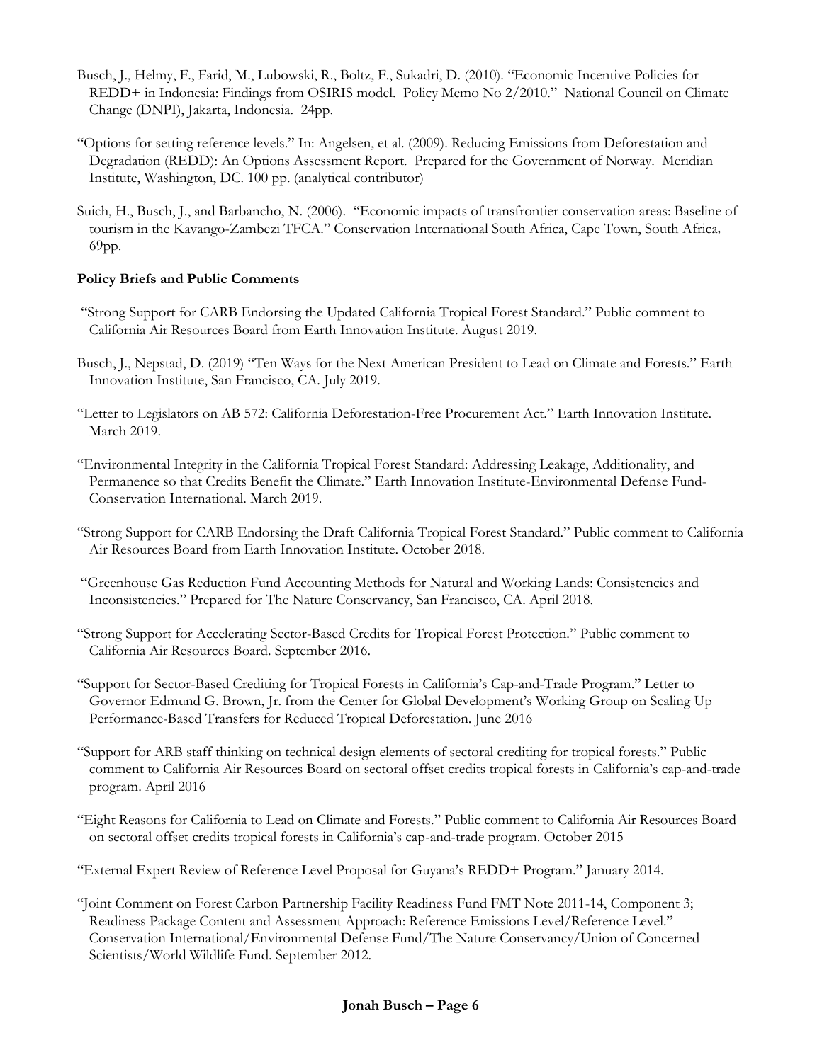Busch, J., Helmy, F., Farid, M., Lubowski, R., Boltz, F., Sukadri, D. (2010). "Economic Incentive Policies for REDD+ in Indonesia: Findings from OSIRIS model. Policy Memo No 2/2010." National Council on Climate Change (DNPI), Jakarta, Indonesia. 24pp.

"Options for setting reference levels." In: Angelsen, et al. (2009). Reducing Emissions from Deforestation and Degradation (REDD): An Options Assessment Report. Prepared for the Government of Norway. Meridian Institute, Washington, DC. 100 pp. (analytical contributor)

Suich, H., Busch, J., and Barbancho, N. (2006). "Economic impacts of transfrontier conservation areas: Baseline of tourism in the Kavango-Zambezi TFCA." Conservation International South Africa, Cape Town, South Africa, 69pp.

**Policy Briefs and Public Comments**

"Strong Support for CARB Endorsing the Updated California Tropical Forest Standard." Public comment to California Air Resources Board from Earth Innovation Institute. August 2019.

Busch, J., Nepstad, D. (2019) "Ten Ways for the Next American President to Lead on Climate and Forests." Earth Innovation Institute, San Francisco, CA. July 2019.

"Letter to Legislators on AB 572: California Deforestation-Free Procurement Act." Earth Innovation Institute. March 2019.

"Environmental Integrity in the California Tropical Forest Standard: Addressing Leakage, Additionality, and Permanence so that Credits Benefit the Climate." Earth Innovation Institute-Environmental Defense Fund-Conservation International. March 2019.

"Strong Support for CARB Endorsing the Draft California Tropical Forest Standard." Public comment to California Air Resources Board from Earth Innovation Institute. October 2018.

"Greenhouse Gas Reduction Fund Accounting Methods for Natural and Working Lands: Consistencies and Inconsistencies." Prepared for The Nature Conservancy, San Francisco, CA. April 2018.

"Strong Support for Accelerating Sector-Based Credits for Tropical Forest Protection." Public comment to California Air Resources Board. September 2016.

"Support for Sector-Based Crediting for Tropical Forests in California's Cap-and-Trade Program." Letter to Governor Edmund G. Brown, Jr. from the Center for Global Development's Working Group on Scaling Up Performance-Based Transfers for Reduced Tropical Deforestation. June 2016

"Support for ARB staff thinking on technical design elements of sectoral crediting for tropical forests." Public comment to California Air Resources Board on sectoral offset credits tropical forests in California's cap-and-trade program. April 2016

"Eight Reasons for California to Lead on Climate and Forests." Public comment to California Air Resources Board on sectoral offset credits tropical forests in California's cap-and-trade program. October 2015

"External Expert Review of Reference Level Proposal for Guyana's REDD+ Program." January 2014.

"Joint Comment on Forest Carbon Partnership Facility Readiness Fund FMT Note 2011-14, Component 3; Readiness Package Content and Assessment Approach: Reference Emissions Level/Reference Level." Conservation International/Environmental Defense Fund/The Nature Conservancy/Union of Concerned Scientists/World Wildlife Fund. September 2012.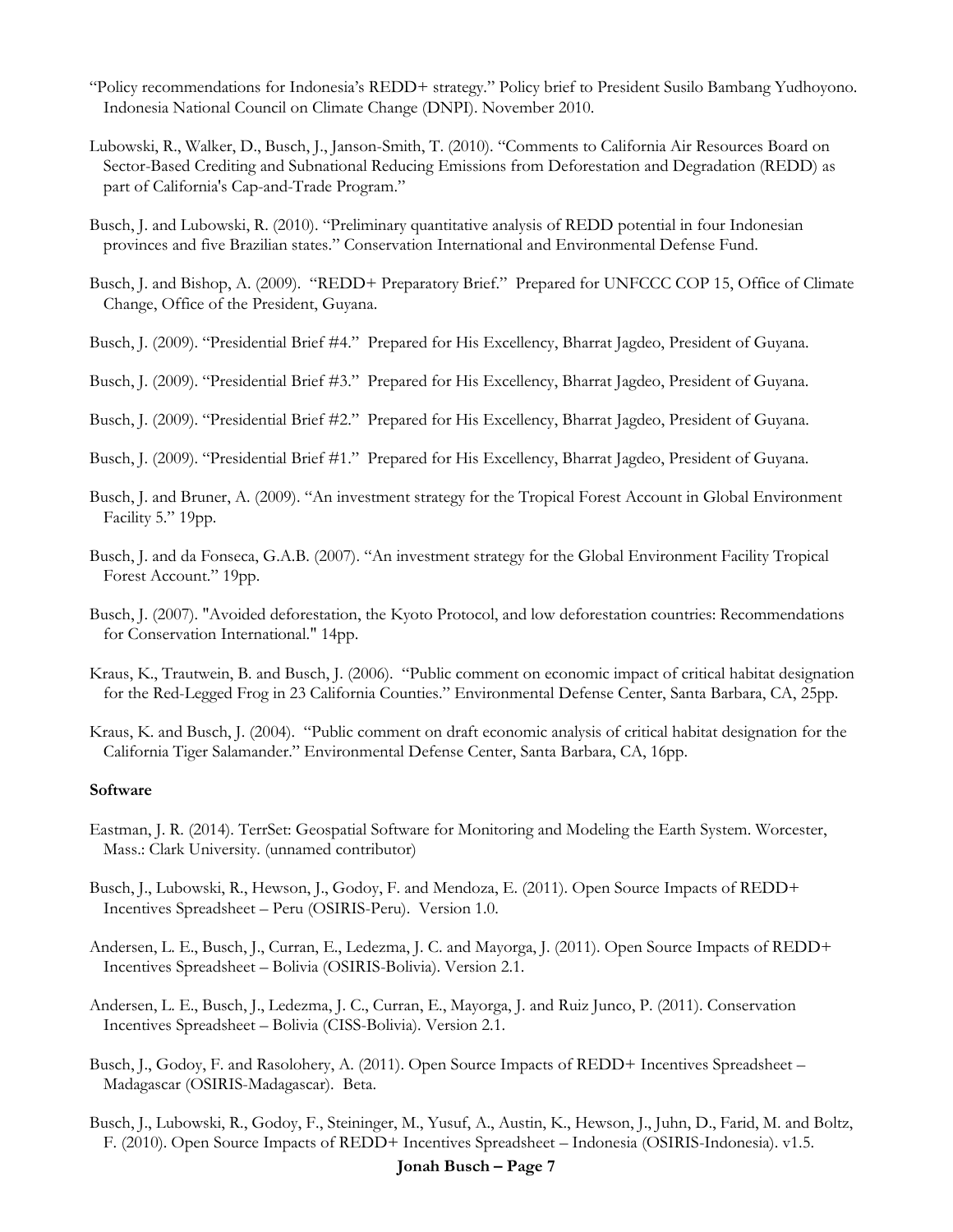"Policy recommendations for Indonesia's REDD+ strategy." Policy brief to President Susilo Bambang Yudhoyono. Indonesia National Council on Climate Change (DNPI). November 2010.

Lubowski, R., Walker, D., Busch, J., Janson-Smith, T. (2010). "Comments to California Air Resources Board on Sector-Based Crediting and Subnational Reducing Emissions from Deforestation and Degradation (REDD) as part of California's Cap-and-Trade Program."

Busch, J. and Lubowski, R. (2010). "Preliminary quantitative analysis of REDD potential in four Indonesian provinces and five Brazilian states." Conservation International and Environmental Defense Fund.

Busch, J. and Bishop, A. (2009). "REDD+ Preparatory Brief." Prepared for UNFCCC COP 15, Office of Climate Change, Office of the President, Guyana.

Busch, J. (2009). "Presidential Brief #4." Prepared for His Excellency, Bharrat Jagdeo, President of Guyana.

Busch, J. (2009). "Presidential Brief #3." Prepared for His Excellency, Bharrat Jagdeo, President of Guyana.

Busch, J. (2009). "Presidential Brief #2." Prepared for His Excellency, Bharrat Jagdeo, President of Guyana.

Busch, J. (2009). "Presidential Brief #1." Prepared for His Excellency, Bharrat Jagdeo, President of Guyana.

Busch, J. and Bruner, A. (2009). "An investment strategy for the Tropical Forest Account in Global Environment Facility 5." 19pp.

Busch, J. and da Fonseca, G.A.B. (2007). "An investment strategy for the Global Environment Facility Tropical Forest Account." 19pp.

Busch, J. (2007). "Avoided deforestation, the Kyoto Protocol, and low deforestation countries: Recommendations for Conservation International." 14pp.

Kraus, K., Trautwein, B. and Busch, J. (2006). "Public comment on economic impact of critical habitat designation for the Red-Legged Frog in 23 California Counties." Environmental Defense Center, Santa Barbara, CA, 25pp.

Kraus, K. and Busch, J. (2004). "Public comment on draft economic analysis of critical habitat designation for the California Tiger Salamander." Environmental Defense Center, Santa Barbara, CA, 16pp.

**Software**

Eastman, J. R. (2014). TerrSet: Geospatial Software for Monitoring and Modeling the Earth System. Worcester, Mass.: Clark University. (unnamed contributor)

Busch, J., Lubowski, R., Hewson, J., Godoy, F. and Mendoza, E. (2011). Open Source Impacts of REDD+ Incentives Spreadsheet – Peru (OSIRIS-Peru). Version 1.0.

Andersen, L. E., Busch, J., Curran, E., Ledezma, J. C. and Mayorga, J. (2011). Open Source Impacts of REDD+ Incentives Spreadsheet – Bolivia (OSIRIS-Bolivia). Version 2.1.

Andersen, L. E., Busch, J., Ledezma, J. C., Curran, E., Mayorga, J. and Ruiz Junco, P. (2011). Conservation Incentives Spreadsheet – Bolivia (CISS-Bolivia). Version 2.1.

Busch, J., Godoy, F. and Rasolohery, A. (2011). Open Source Impacts of REDD+ Incentives Spreadsheet – Madagascar (OSIRIS-Madagascar). Beta.

Busch, J., Lubowski, R., Godoy, F., Steininger, M., Yusuf, A., Austin, K., Hewson, J., Juhn, D., Farid, M. and Boltz, F. (2010). Open Source Impacts of REDD+ Incentives Spreadsheet – Indonesia (OSIRIS-Indonesia). v1.5.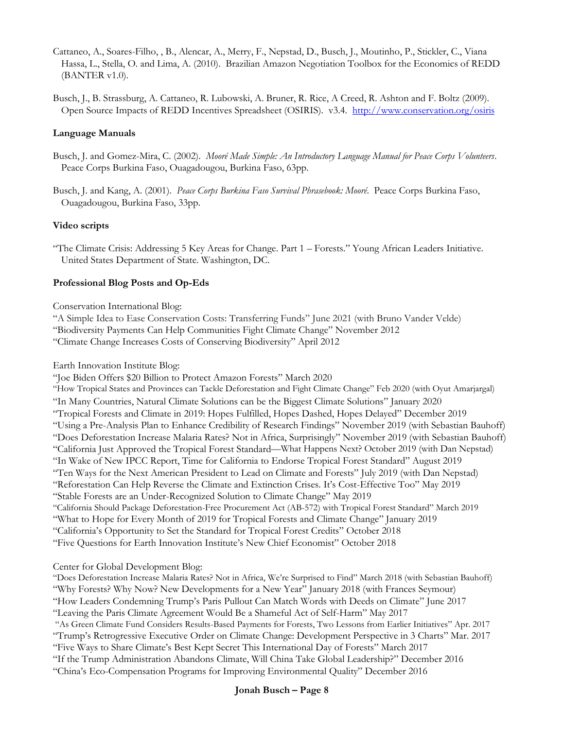Cattaneo, A., Soares-Filho, , B., Alencar, A., Merry, F., Nepstad, D., Busch, J., Moutinho, P., Stickler, C., Viana Hassa, L., Stella, O. and Lima, A. (2010). Brazilian Amazon Negotiation Toolbox for the Economics of REDD (BANTER v1.0).

Busch, J., B. Strassburg, A. Cattaneo, R. Lubowski, A. Bruner, R. Rice, A Creed, R. Ashton and F. Boltz (2009). Open Source Impacts of REDD Incentives Spreadsheet (OSIRIS). v3.4. http://www.conservation.org/osiris

**Language Manuals**

Busch, J. and Gomez-Mira, C. (2002). *Mooré Made Simple: An Introductory Language Manual for Peace Corps Volunteers*. Peace Corps Burkina Faso, Ouagadougou, Burkina Faso, 63pp.

Busch, J. and Kang, A. (2001). *Peace Corps Burkina Faso Survival Phrasebook: Mooré*. Peace Corps Burkina Faso, Ouagadougou, Burkina Faso, 33pp.

**Video scripts**

"The Climate Crisis: Addressing 5 Key Areas for Change. Part 1 – Forests." Young African Leaders Initiative. United States Department of State. Washington, DC.

**Professional Blog Posts and Op-Eds**

Conservation International Blog:
"A Simple Idea to Ease Conservation Costs: Transferring Funds" June 2021 (with Bruno Vander Velde)
"Biodiversity Payments Can Help Communities Fight Climate Change" November 2012
"Climate Change Increases Costs of Conserving Biodiversity" April 2012

Earth Innovation Institute Blog:
"Joe Biden Offers $20 Billion to Protect Amazon Forests" March 2020
"How Tropical States and Provinces can Tackle Deforestation and Fight Climate Change" Feb 2020 (with Oyut Amarjargal)
"In Many Countries, Natural Climate Solutions can be the Biggest Climate Solutions" January 2020
"Tropical Forests and Climate in 2019: Hopes Fulfilled, Hopes Dashed, Hopes Delayed" December 2019
"Using a Pre-Analysis Plan to Enhance Credibility of Research Findings" November 2019 (with Sebastian Bauhoff)
"Does Deforestation Increase Malaria Rates? Not in Africa, Surprisingly" November 2019 (with Sebastian Bauhoff)
"California Just Approved the Tropical Forest Standard—What Happens Next? October 2019 (with Dan Nepstad)
"In Wake of New IPCC Report, Time for California to Endorse Tropical Forest Standard" August 2019
"Ten Ways for the Next American President to Lead on Climate and Forests" July 2019 (with Dan Nepstad)
"Reforestation Can Help Reverse the Climate and Extinction Crises. It's Cost-Effective Too" May 2019
"Stable Forests are an Under-Recognized Solution to Climate Change" May 2019
"California Should Package Deforestation-Free Procurement Act (AB-572) with Tropical Forest Standard" March 2019
"What to Hope for Every Month of 2019 for Tropical Forests and Climate Change" January 2019
"California's Opportunity to Set the Standard for Tropical Forest Credits" October 2018
"Five Questions for Earth Innovation Institute's New Chief Economist" October 2018

Center for Global Development Blog:
"Does Deforestation Increase Malaria Rates? Not in Africa, We're Surprised to Find" March 2018 (with Sebastian Bauhoff)
"Why Forests? Why Now? New Developments for a New Year" January 2018 (with Frances Seymour)
"How Leaders Condemning Trump's Paris Pullout Can Match Words with Deeds on Climate" June 2017
"Leaving the Paris Climate Agreement Would Be a Shameful Act of Self-Harm" May 2017
"As Green Climate Fund Considers Results-Based Payments for Forests, Two Lessons from Earlier Initiatives" Apr. 2017
"Trump's Retrogressive Executive Order on Climate Change: Development Perspective in 3 Charts" Mar. 2017
"Five Ways to Share Climate's Best Kept Secret This International Day of Forests" March 2017
"If the Trump Administration Abandons Climate, Will China Take Global Leadership?" December 2016
"China's Eco-Compensation Programs for Improving Environmental Quality" December 2016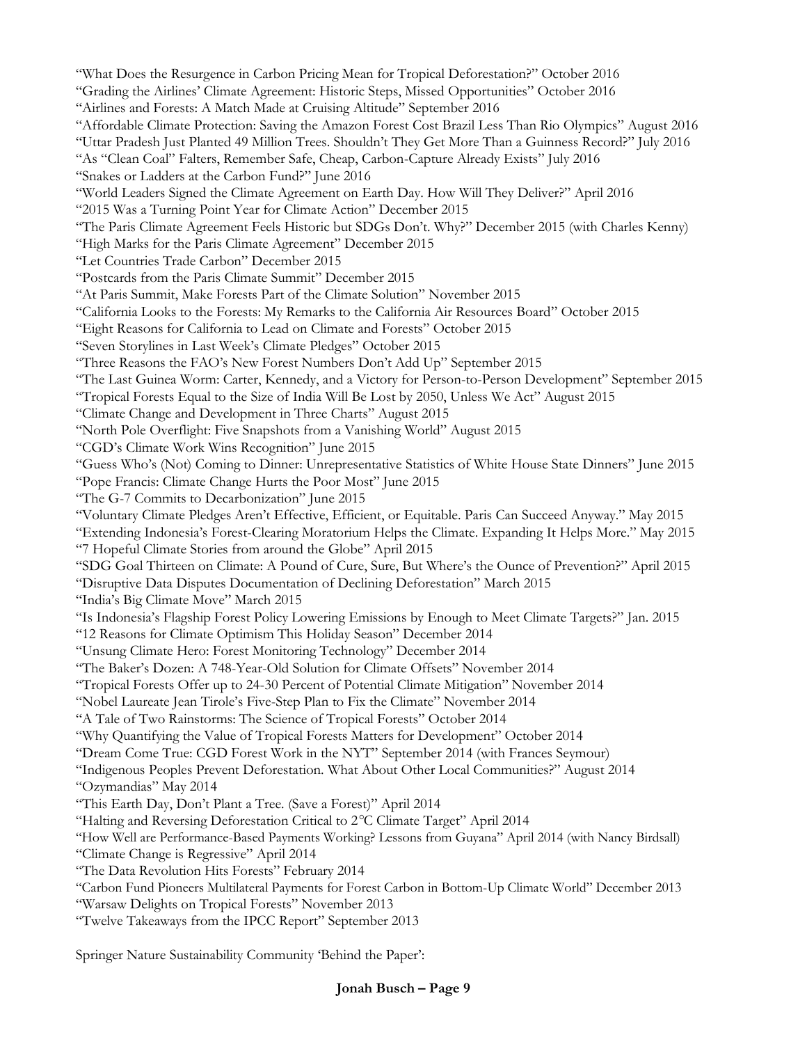"What Does the Resurgence in Carbon Pricing Mean for Tropical Deforestation?" October 2016
"Grading the Airlines' Climate Agreement: Historic Steps, Missed Opportunities" October 2016
"Airlines and Forests: A Match Made at Cruising Altitude" September 2016
"Affordable Climate Protection: Saving the Amazon Forest Cost Brazil Less Than Rio Olympics" August 2016
"Uttar Pradesh Just Planted 49 Million Trees. Shouldn't They Get More Than a Guinness Record?" July 2016
"As "Clean Coal" Falters, Remember Safe, Cheap, Carbon-Capture Already Exists" July 2016
"Snakes or Ladders at the Carbon Fund?" June 2016
"World Leaders Signed the Climate Agreement on Earth Day. How Will They Deliver?" April 2016
"2015 Was a Turning Point Year for Climate Action" December 2015
"The Paris Climate Agreement Feels Historic but SDGs Don't. Why?" December 2015 (with Charles Kenny)
"High Marks for the Paris Climate Agreement" December 2015
"Let Countries Trade Carbon" December 2015
"Postcards from the Paris Climate Summit" December 2015
"At Paris Summit, Make Forests Part of the Climate Solution" November 2015
"California Looks to the Forests: My Remarks to the California Air Resources Board" October 2015
"Eight Reasons for California to Lead on Climate and Forests" October 2015
"Seven Storylines in Last Week's Climate Pledges" October 2015
"Three Reasons the FAO's New Forest Numbers Don't Add Up" September 2015
"The Last Guinea Worm: Carter, Kennedy, and a Victory for Person-to-Person Development" September 2015
"Tropical Forests Equal to the Size of India Will Be Lost by 2050, Unless We Act" August 2015
"Climate Change and Development in Three Charts" August 2015
"North Pole Overflight: Five Snapshots from a Vanishing World" August 2015
"CGD's Climate Work Wins Recognition" June 2015
"Guess Who's (Not) Coming to Dinner: Unrepresentative Statistics of White House State Dinners" June 2015
"Pope Francis: Climate Change Hurts the Poor Most" June 2015
"The G-7 Commits to Decarbonization" June 2015
"Voluntary Climate Pledges Aren't Effective, Efficient, or Equitable. Paris Can Succeed Anyway." May 2015
"Extending Indonesia's Forest-Clearing Moratorium Helps the Climate. Expanding It Helps More." May 2015
"7 Hopeful Climate Stories from around the Globe" April 2015
"SDG Goal Thirteen on Climate: A Pound of Cure, Sure, But Where's the Ounce of Prevention?" April 2015
"Disruptive Data Disputes Documentation of Declining Deforestation" March 2015
"India's Big Climate Move" March 2015
"Is Indonesia's Flagship Forest Policy Lowering Emissions by Enough to Meet Climate Targets?" Jan. 2015
"12 Reasons for Climate Optimism This Holiday Season" December 2014
"Unsung Climate Hero: Forest Monitoring Technology" December 2014
"The Baker's Dozen: A 748-Year-Old Solution for Climate Offsets" November 2014
"Tropical Forests Offer up to 24-30 Percent of Potential Climate Mitigation" November 2014
"Nobel Laureate Jean Tirole's Five-Step Plan to Fix the Climate" November 2014
"A Tale of Two Rainstorms: The Science of Tropical Forests" October 2014
"Why Quantifying the Value of Tropical Forests Matters for Development" October 2014
"Dream Come True: CGD Forest Work in the NYT" September 2014 (with Frances Seymour)
"Indigenous Peoples Prevent Deforestation. What About Other Local Communities?" August 2014
"Ozymandias" May 2014
"This Earth Day, Don't Plant a Tree. (Save a Forest)" April 2014
"Halting and Reversing Deforestation Critical to 2°C Climate Target" April 2014
"How Well are Performance-Based Payments Working? Lessons from Guyana" April 2014 (with Nancy Birdsall)
"Climate Change is Regressive" April 2014
"The Data Revolution Hits Forests" February 2014
"Carbon Fund Pioneers Multilateral Payments for Forest Carbon in Bottom-Up Climate World" December 2013
"Warsaw Delights on Tropical Forests" November 2013
"Twelve Takeaways from the IPCC Report" September 2013

Springer Nature Sustainability Community 'Behind the Paper':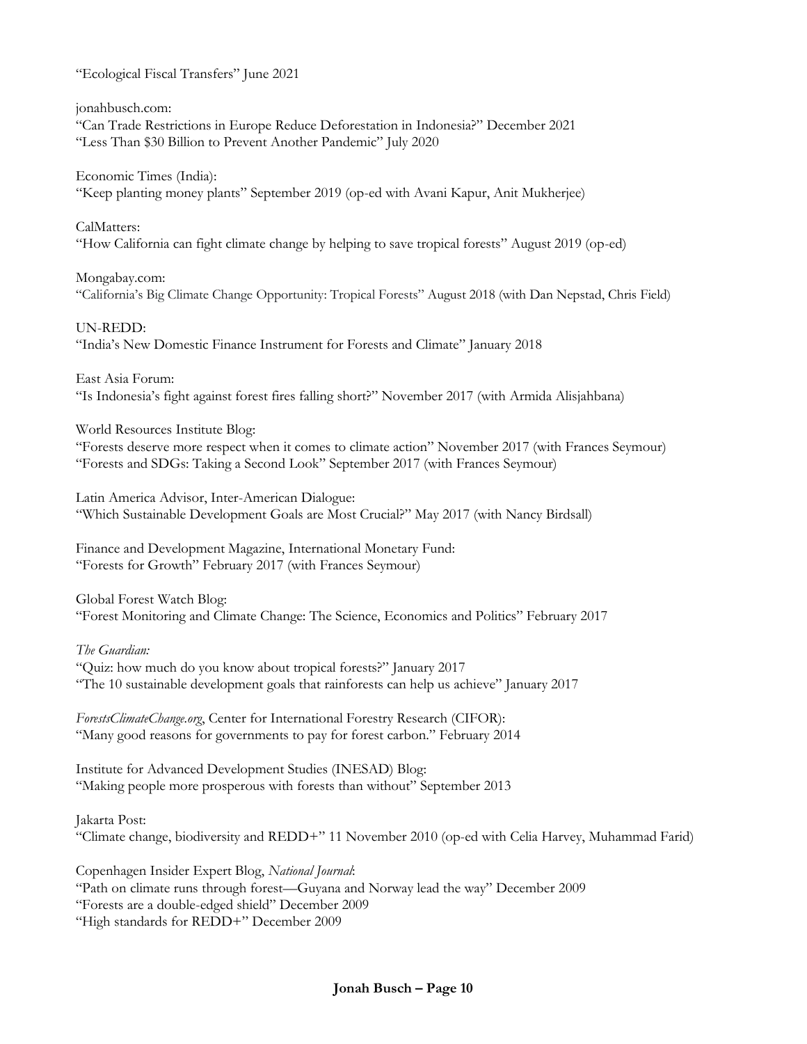"Ecological Fiscal Transfers" June 2021

jonahbusch.com:
"Can Trade Restrictions in Europe Reduce Deforestation in Indonesia?" December 2021
"Less Than $30 Billion to Prevent Another Pandemic" July 2020

Economic Times (India):
"Keep planting money plants" September 2019 (op-ed with Avani Kapur, Anit Mukherjee)

CalMatters:
"How California can fight climate change by helping to save tropical forests" August 2019 (op-ed)

Mongabay.com:
"California's Big Climate Change Opportunity: Tropical Forests" August 2018 (with Dan Nepstad, Chris Field)

UN-REDD:
"India's New Domestic Finance Instrument for Forests and Climate" January 2018

East Asia Forum:
"Is Indonesia's fight against forest fires falling short?" November 2017 (with Armida Alisjahbana)

World Resources Institute Blog:
"Forests deserve more respect when it comes to climate action" November 2017 (with Frances Seymour)
"Forests and SDGs: Taking a Second Look" September 2017 (with Frances Seymour)

Latin America Advisor, Inter-American Dialogue:
"Which Sustainable Development Goals are Most Crucial?" May 2017 (with Nancy Birdsall)

Finance and Development Magazine, International Monetary Fund:
"Forests for Growth" February 2017 (with Frances Seymour)

Global Forest Watch Blog:
"Forest Monitoring and Climate Change: The Science, Economics and Politics" February 2017

*The Guardian:*
"Quiz: how much do you know about tropical forests?" January 2017
"The 10 sustainable development goals that rainforests can help us achieve" January 2017

*ForestsClimateChange.org*, Center for International Forestry Research (CIFOR):
"Many good reasons for governments to pay for forest carbon." February 2014

Institute for Advanced Development Studies (INESAD) Blog:
"Making people more prosperous with forests than without" September 2013

Jakarta Post:
"Climate change, biodiversity and REDD+" 11 November 2010 (op-ed with Celia Harvey, Muhammad Farid)

Copenhagen Insider Expert Blog, *National Journal*:
"Path on climate runs through forest—Guyana and Norway lead the way" December 2009
"Forests are a double-edged shield" December 2009
"High standards for REDD+" December 2009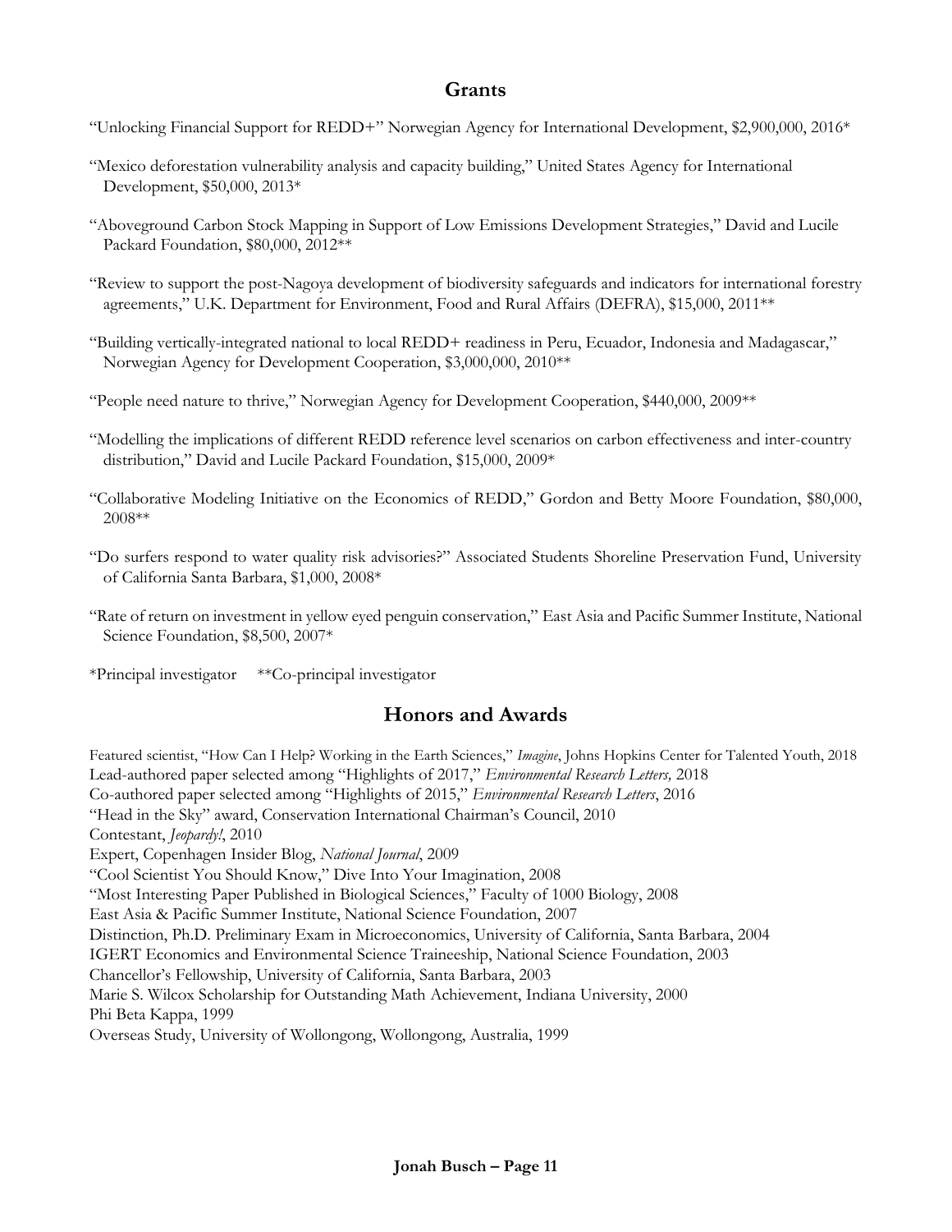## Grants

"Unlocking Financial Support for REDD+" Norwegian Agency for International Development, $2,900,000, 2016*

"Mexico deforestation vulnerability analysis and capacity building," United States Agency for International Development, $50,000, 2013*

"Aboveground Carbon Stock Mapping in Support of Low Emissions Development Strategies," David and Lucile Packard Foundation, $80,000, 2012**

"Review to support the post-Nagoya development of biodiversity safeguards and indicators for international forestry agreements," U.K. Department for Environment, Food and Rural Affairs (DEFRA), $15,000, 2011**

"Building vertically-integrated national to local REDD+ readiness in Peru, Ecuador, Indonesia and Madagascar," Norwegian Agency for Development Cooperation, $3,000,000, 2010**

"People need nature to thrive," Norwegian Agency for Development Cooperation, $440,000, 2009**

"Modelling the implications of different REDD reference level scenarios on carbon effectiveness and inter-country distribution," David and Lucile Packard Foundation, $15,000, 2009*

"Collaborative Modeling Initiative on the Economics of REDD," Gordon and Betty Moore Foundation, $80,000, 2008**

"Do surfers respond to water quality risk advisories?" Associated Students Shoreline Preservation Fund, University of California Santa Barbara, $1,000, 2008*

"Rate of return on investment in yellow eyed penguin conservation," East Asia and Pacific Summer Institute, National Science Foundation, $8,500, 2007*

*Principal investigator  **Co-principal investigator

## Honors and Awards

Featured scientist, "How Can I Help? Working in the Earth Sciences," *Imagine*, Johns Hopkins Center for Talented Youth, 2018
Lead-authored paper selected among "Highlights of 2017," *Environmental Research Letters,* 2018
Co-authored paper selected among "Highlights of 2015," *Environmental Research Letters*, 2016
"Head in the Sky" award, Conservation International Chairman's Council, 2010
Contestant, *Jeopardy!*, 2010
Expert, Copenhagen Insider Blog, *National Journal*, 2009
"Cool Scientist You Should Know," Dive Into Your Imagination, 2008
"Most Interesting Paper Published in Biological Sciences," Faculty of 1000 Biology, 2008
East Asia & Pacific Summer Institute, National Science Foundation, 2007
Distinction, Ph.D. Preliminary Exam in Microeconomics, University of California, Santa Barbara, 2004
IGERT Economics and Environmental Science Traineeship, National Science Foundation, 2003
Chancellor's Fellowship, University of California, Santa Barbara, 2003
Marie S. Wilcox Scholarship for Outstanding Math Achievement, Indiana University, 2000
Phi Beta Kappa, 1999
Overseas Study, University of Wollongong, Wollongong, Australia, 1999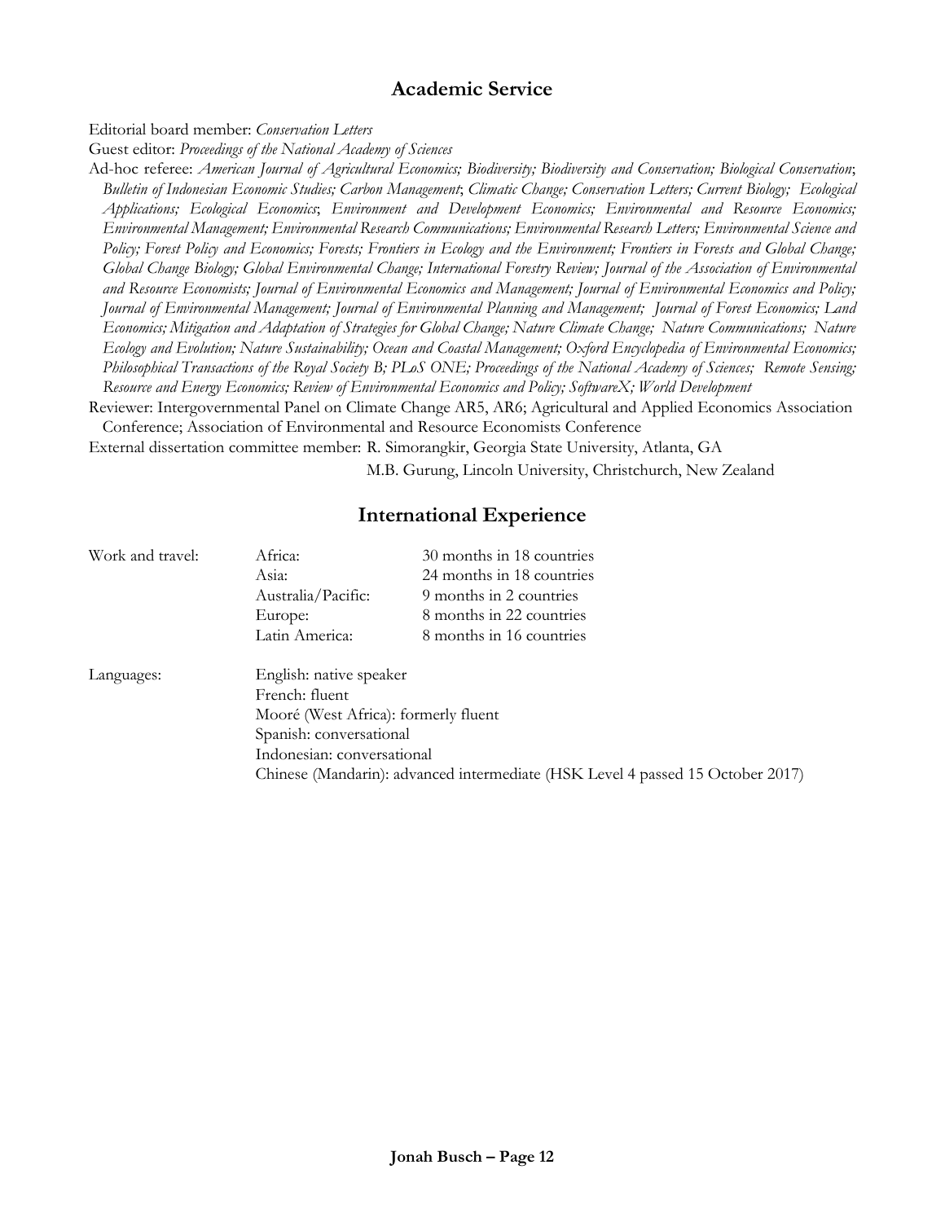## Academic Service

Editorial board member: *Conservation Letters*

Guest editor: *Proceedings of the National Academy of Sciences*

Ad-hoc referee: *American Journal of Agricultural Economics; Biodiversity; Biodiversity and Conservation; Biological Conservation*; *Bulletin of Indonesian Economic Studies; Carbon Management*; *Climatic Change; Conservation Letters; Current Biology; Ecological Applications; Ecological Economics*; *Environment and Development Economics; Environmental and Resource Economics; Environmental Management; Environmental Research Communications; Environmental Research Letters; Environmental Science and Policy; Forest Policy and Economics; Forests; Frontiers in Ecology and the Environment; Frontiers in Forests and Global Change; Global Change Biology; Global Environmental Change; International Forestry Review; Journal of the Association of Environmental and Resource Economists; Journal of Environmental Economics and Management; Journal of Environmental Economics and Policy; Journal of Environmental Management; Journal of Environmental Planning and Management; Journal of Forest Economics; Land Economics; Mitigation and Adaptation of Strategies for Global Change; Nature Climate Change; Nature Communications; Nature Ecology and Evolution; Nature Sustainability; Ocean and Coastal Management; Oxford Encyclopedia of Environmental Economics; Philosophical Transactions of the Royal Society B; PLoS ONE; Proceedings of the National Academy of Sciences; Remote Sensing; Resource and Energy Economics; Review of Environmental Economics and Policy; SoftwareX; World Development*

Reviewer: Intergovernmental Panel on Climate Change AR5, AR6; Agricultural and Applied Economics Association Conference; Association of Environmental and Resource Economists Conference

External dissertation committee member: R. Simorangkir, Georgia State University, Atlanta, GA
M.B. Gurung, Lincoln University, Christchurch, New Zealand

## International Experience

| | | |
|---|---|---|
| Work and travel: | Africa: | 30 months in 18 countries |
| | Asia: | 24 months in 18 countries |
| | Australia/Pacific: | 9 months in 2 countries |
| | Europe: | 8 months in 22 countries |
| | Latin America: | 8 months in 16 countries |

Languages:
- English: native speaker
- French: fluent
- Mooré (West Africa): formerly fluent
- Spanish: conversational
- Indonesian: conversational
- Chinese (Mandarin): advanced intermediate (HSK Level 4 passed 15 October 2017)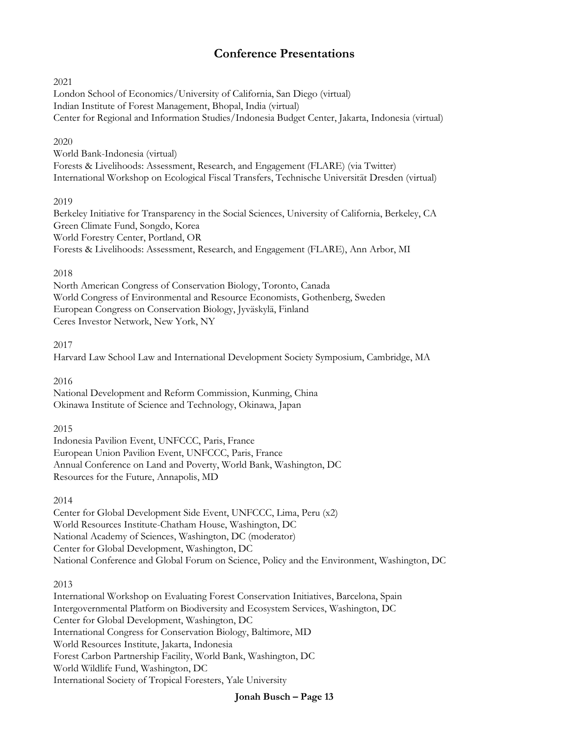## Conference Presentations

2021
London School of Economics/University of California, San Diego (virtual)
Indian Institute of Forest Management, Bhopal, India (virtual)
Center for Regional and Information Studies/Indonesia Budget Center, Jakarta, Indonesia (virtual)

2020
World Bank-Indonesia (virtual)
Forests & Livelihoods: Assessment, Research, and Engagement (FLARE) (via Twitter)
International Workshop on Ecological Fiscal Transfers, Technische Universität Dresden (virtual)

2019
Berkeley Initiative for Transparency in the Social Sciences, University of California, Berkeley, CA
Green Climate Fund, Songdo, Korea
World Forestry Center, Portland, OR
Forests & Livelihoods: Assessment, Research, and Engagement (FLARE), Ann Arbor, MI

2018
North American Congress of Conservation Biology, Toronto, Canada
World Congress of Environmental and Resource Economists, Gothenberg, Sweden
European Congress on Conservation Biology, Jyväskylä, Finland
Ceres Investor Network, New York, NY

2017
Harvard Law School Law and International Development Society Symposium, Cambridge, MA

2016
National Development and Reform Commission, Kunming, China
Okinawa Institute of Science and Technology, Okinawa, Japan

2015
Indonesia Pavilion Event, UNFCCC, Paris, France
European Union Pavilion Event, UNFCCC, Paris, France
Annual Conference on Land and Poverty, World Bank, Washington, DC
Resources for the Future, Annapolis, MD

2014
Center for Global Development Side Event, UNFCCC, Lima, Peru (x2)
World Resources Institute-Chatham House, Washington, DC
National Academy of Sciences, Washington, DC (moderator)
Center for Global Development, Washington, DC
National Conference and Global Forum on Science, Policy and the Environment, Washington, DC

2013
International Workshop on Evaluating Forest Conservation Initiatives, Barcelona, Spain
Intergovernmental Platform on Biodiversity and Ecosystem Services, Washington, DC
Center for Global Development, Washington, DC
International Congress for Conservation Biology, Baltimore, MD
World Resources Institute, Jakarta, Indonesia
Forest Carbon Partnership Facility, World Bank, Washington, DC
World Wildlife Fund, Washington, DC
International Society of Tropical Foresters, Yale University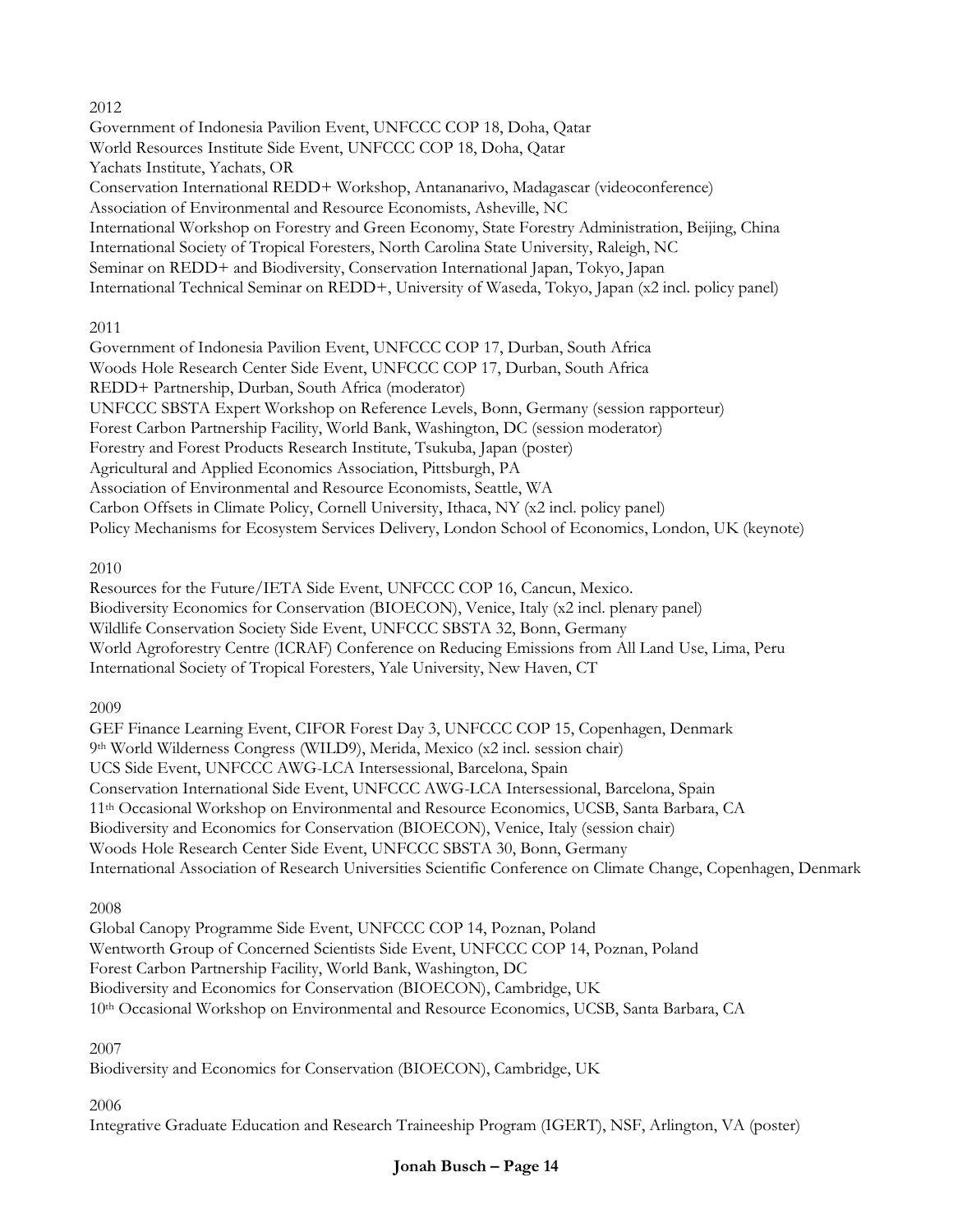2012

Government of Indonesia Pavilion Event, UNFCCC COP 18, Doha, Qatar
World Resources Institute Side Event, UNFCCC COP 18, Doha, Qatar
Yachats Institute, Yachats, OR
Conservation International REDD+ Workshop, Antananarivo, Madagascar (videoconference)
Association of Environmental and Resource Economists, Asheville, NC
International Workshop on Forestry and Green Economy, State Forestry Administration, Beijing, China
International Society of Tropical Foresters, North Carolina State University, Raleigh, NC
Seminar on REDD+ and Biodiversity, Conservation International Japan, Tokyo, Japan
International Technical Seminar on REDD+, University of Waseda, Tokyo, Japan (x2 incl. policy panel)

2011

Government of Indonesia Pavilion Event, UNFCCC COP 17, Durban, South Africa
Woods Hole Research Center Side Event, UNFCCC COP 17, Durban, South Africa
REDD+ Partnership, Durban, South Africa (moderator)
UNFCCC SBSTA Expert Workshop on Reference Levels, Bonn, Germany (session rapporteur)
Forest Carbon Partnership Facility, World Bank, Washington, DC (session moderator)
Forestry and Forest Products Research Institute, Tsukuba, Japan (poster)
Agricultural and Applied Economics Association, Pittsburgh, PA
Association of Environmental and Resource Economists, Seattle, WA
Carbon Offsets in Climate Policy, Cornell University, Ithaca, NY (x2 incl. policy panel)
Policy Mechanisms for Ecosystem Services Delivery, London School of Economics, London, UK (keynote)

2010

Resources for the Future/IETA Side Event, UNFCCC COP 16, Cancun, Mexico.
Biodiversity Economics for Conservation (BIOECON), Venice, Italy (x2 incl. plenary panel)
Wildlife Conservation Society Side Event, UNFCCC SBSTA 32, Bonn, Germany
World Agroforestry Centre (ICRAF) Conference on Reducing Emissions from All Land Use, Lima, Peru
International Society of Tropical Foresters, Yale University, New Haven, CT

2009

GEF Finance Learning Event, CIFOR Forest Day 3, UNFCCC COP 15, Copenhagen, Denmark
9th World Wilderness Congress (WILD9), Merida, Mexico (x2 incl. session chair)
UCS Side Event, UNFCCC AWG-LCA Intersessional, Barcelona, Spain
Conservation International Side Event, UNFCCC AWG-LCA Intersessional, Barcelona, Spain
11th Occasional Workshop on Environmental and Resource Economics, UCSB, Santa Barbara, CA
Biodiversity and Economics for Conservation (BIOECON), Venice, Italy (session chair)
Woods Hole Research Center Side Event, UNFCCC SBSTA 30, Bonn, Germany
International Association of Research Universities Scientific Conference on Climate Change, Copenhagen, Denmark

2008

Global Canopy Programme Side Event, UNFCCC COP 14, Poznan, Poland
Wentworth Group of Concerned Scientists Side Event, UNFCCC COP 14, Poznan, Poland
Forest Carbon Partnership Facility, World Bank, Washington, DC
Biodiversity and Economics for Conservation (BIOECON), Cambridge, UK
10th Occasional Workshop on Environmental and Resource Economics, UCSB, Santa Barbara, CA

2007

Biodiversity and Economics for Conservation (BIOECON), Cambridge, UK

2006

Integrative Graduate Education and Research Traineeship Program (IGERT), NSF, Arlington, VA (poster)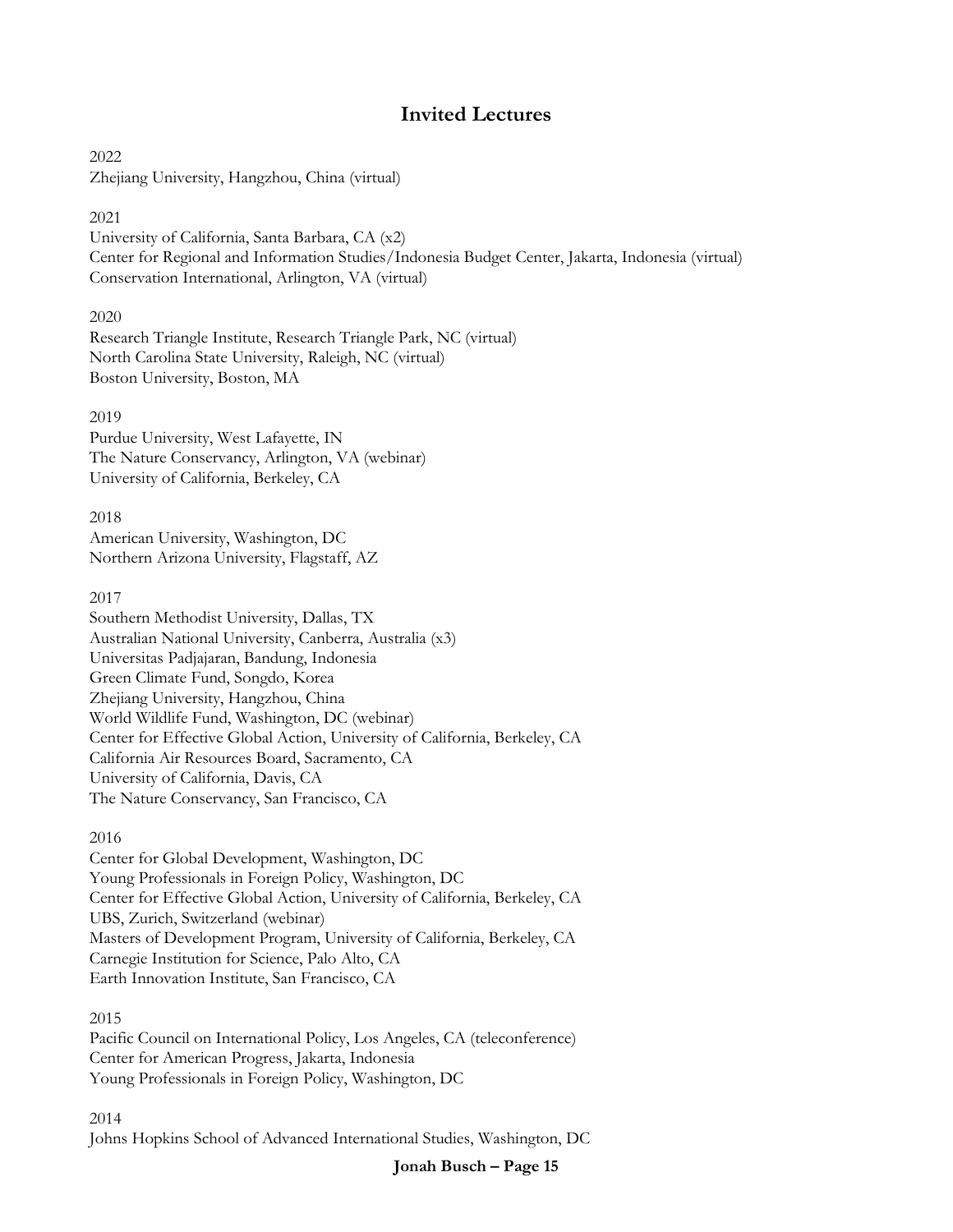## Invited Lectures

2022
Zhejiang University, Hangzhou, China (virtual)

2021
University of California, Santa Barbara, CA (x2)
Center for Regional and Information Studies/Indonesia Budget Center, Jakarta, Indonesia (virtual)
Conservation International, Arlington, VA (virtual)

2020
Research Triangle Institute, Research Triangle Park, NC (virtual)
North Carolina State University, Raleigh, NC (virtual)
Boston University, Boston, MA

2019
Purdue University, West Lafayette, IN
The Nature Conservancy, Arlington, VA (webinar)
University of California, Berkeley, CA

2018
American University, Washington, DC
Northern Arizona University, Flagstaff, AZ

2017
Southern Methodist University, Dallas, TX
Australian National University, Canberra, Australia (x3)
Universitas Padjajaran, Bandung, Indonesia
Green Climate Fund, Songdo, Korea
Zhejiang University, Hangzhou, China
World Wildlife Fund, Washington, DC (webinar)
Center for Effective Global Action, University of California, Berkeley, CA
California Air Resources Board, Sacramento, CA
University of California, Davis, CA
The Nature Conservancy, San Francisco, CA

2016
Center for Global Development, Washington, DC
Young Professionals in Foreign Policy, Washington, DC
Center for Effective Global Action, University of California, Berkeley, CA
UBS, Zurich, Switzerland (webinar)
Masters of Development Program, University of California, Berkeley, CA
Carnegie Institution for Science, Palo Alto, CA
Earth Innovation Institute, San Francisco, CA

2015
Pacific Council on International Policy, Los Angeles, CA (teleconference)
Center for American Progress, Jakarta, Indonesia
Young Professionals in Foreign Policy, Washington, DC

2014
Johns Hopkins School of Advanced International Studies, Washington, DC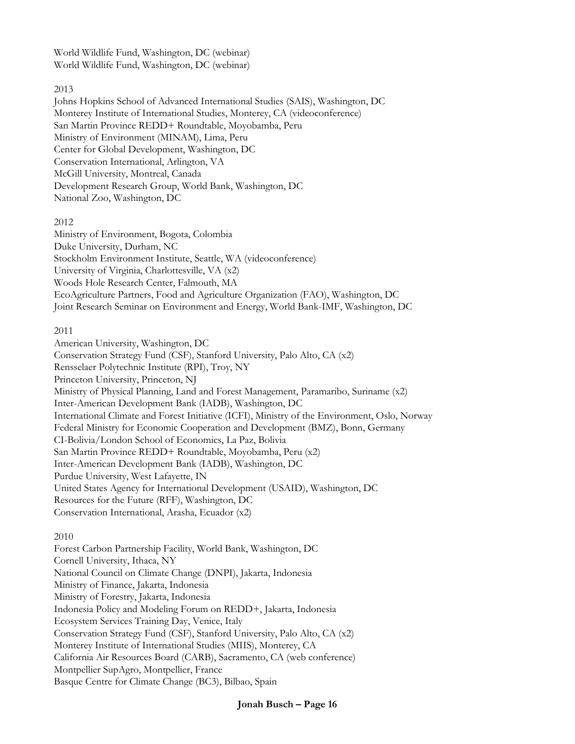World Wildlife Fund, Washington, DC (webinar)
World Wildlife Fund, Washington, DC (webinar)

2013

Johns Hopkins School of Advanced International Studies (SAIS), Washington, DC
Monterey Institute of International Studies, Monterey, CA (videoconference)
San Martin Province REDD+ Roundtable, Moyobamba, Peru
Ministry of Environment (MINAM), Lima, Peru
Center for Global Development, Washington, DC
Conservation International, Arlington, VA
McGill University, Montreal, Canada
Development Research Group, World Bank, Washington, DC
National Zoo, Washington, DC

2012

Ministry of Environment, Bogota, Colombia
Duke University, Durham, NC
Stockholm Environment Institute, Seattle, WA (videoconference)
University of Virginia, Charlottesville, VA (x2)
Woods Hole Research Center, Falmouth, MA
EcoAgriculture Partners, Food and Agriculture Organization (FAO), Washington, DC
Joint Research Seminar on Environment and Energy, World Bank-IMF, Washington, DC

2011

American University, Washington, DC
Conservation Strategy Fund (CSF), Stanford University, Palo Alto, CA (x2)
Rensselaer Polytechnic Institute (RPI), Troy, NY
Princeton University, Princeton, NJ
Ministry of Physical Planning, Land and Forest Management, Paramaribo, Suriname (x2)
Inter-American Development Bank (IADB), Washington, DC
International Climate and Forest Initiative (ICFI), Ministry of the Environment, Oslo, Norway
Federal Ministry for Economic Cooperation and Development (BMZ), Bonn, Germany
CI-Bolivia/London School of Economics, La Paz, Bolivia
San Martin Province REDD+ Roundtable, Moyobamba, Peru (x2)
Inter-American Development Bank (IADB), Washington, DC
Purdue University, West Lafayette, IN
United States Agency for International Development (USAID), Washington, DC
Resources for the Future (RFF), Washington, DC
Conservation International, Arasha, Ecuador (x2)

2010

Forest Carbon Partnership Facility, World Bank, Washington, DC
Cornell University, Ithaca, NY
National Council on Climate Change (DNPI), Jakarta, Indonesia
Ministry of Finance, Jakarta, Indonesia
Ministry of Forestry, Jakarta, Indonesia
Indonesia Policy and Modeling Forum on REDD+, Jakarta, Indonesia
Ecosystem Services Training Day, Venice, Italy
Conservation Strategy Fund (CSF), Stanford University, Palo Alto, CA (x2)
Monterey Institute of International Studies (MIIS), Monterey, CA
California Air Resources Board (CARB), Sacramento, CA (web conference)
Montpellier SupAgro, Montpellier, France
Basque Centre for Climate Change (BC3), Bilbao, Spain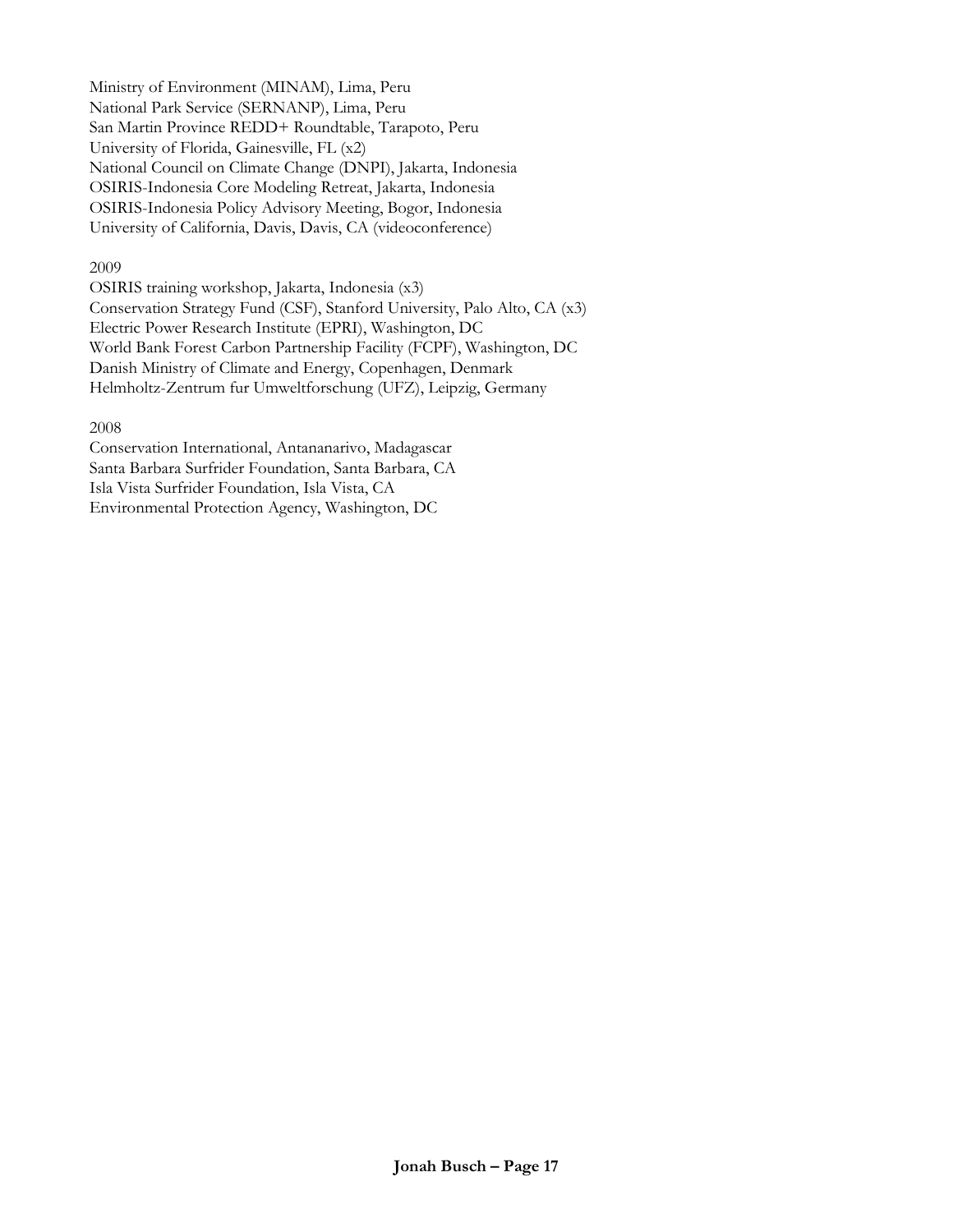Ministry of Environment (MINAM), Lima, Peru
National Park Service (SERNANP), Lima, Peru
San Martin Province REDD+ Roundtable, Tarapoto, Peru
University of Florida, Gainesville, FL (x2)
National Council on Climate Change (DNPI), Jakarta, Indonesia
OSIRIS-Indonesia Core Modeling Retreat, Jakarta, Indonesia
OSIRIS-Indonesia Policy Advisory Meeting, Bogor, Indonesia
University of California, Davis, Davis, CA (videoconference)

2009

OSIRIS training workshop, Jakarta, Indonesia (x3)
Conservation Strategy Fund (CSF), Stanford University, Palo Alto, CA (x3)
Electric Power Research Institute (EPRI), Washington, DC
World Bank Forest Carbon Partnership Facility (FCPF), Washington, DC
Danish Ministry of Climate and Energy, Copenhagen, Denmark
Helmholtz-Zentrum fur Umweltforschung (UFZ), Leipzig, Germany

2008

Conservation International, Antananarivo, Madagascar
Santa Barbara Surfrider Foundation, Santa Barbara, CA
Isla Vista Surfrider Foundation, Isla Vista, CA
Environmental Protection Agency, Washington, DC